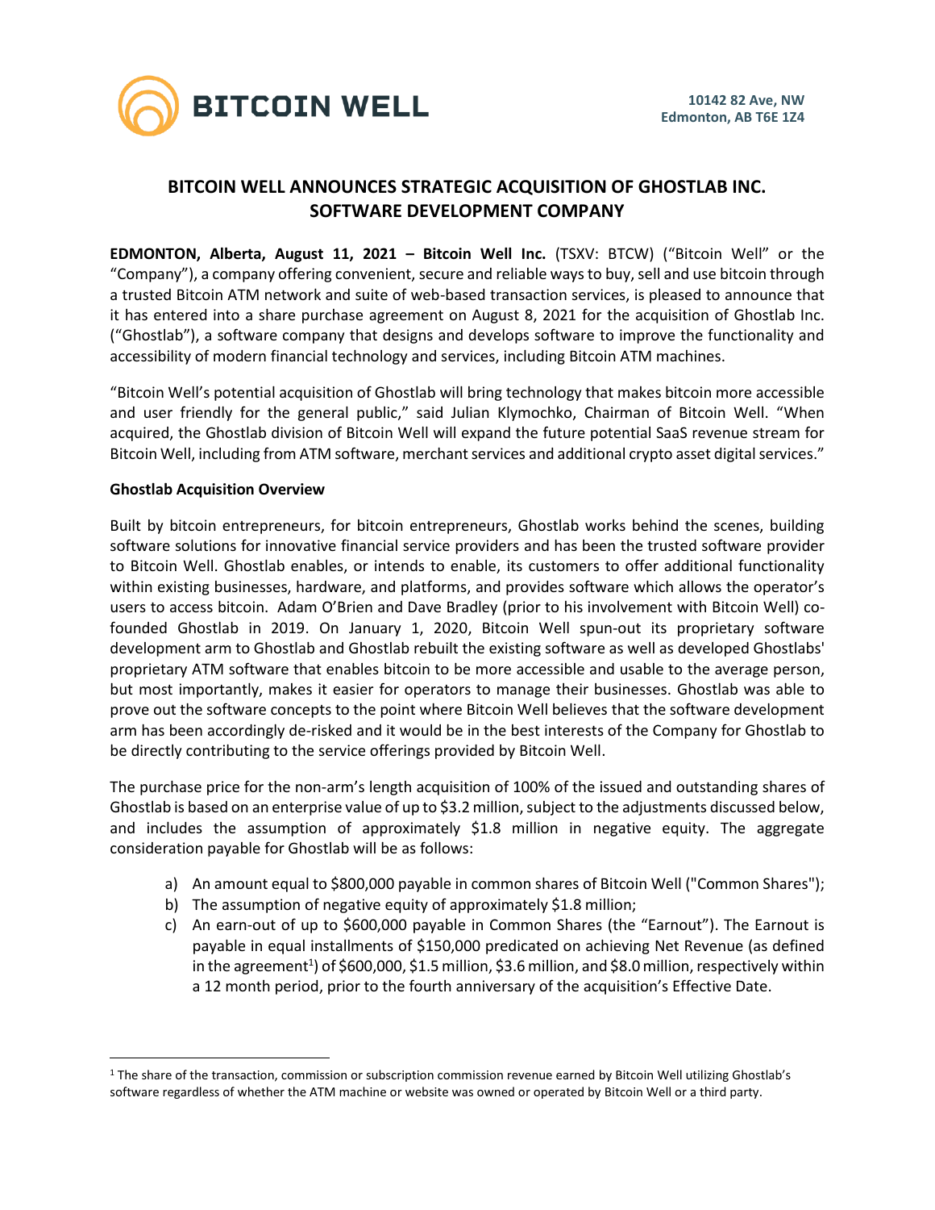BITCOIN WELL

10142 82 Ave, NW
Edmonton, AB T6E 1Z4

# BITCOIN WELL ANNOUNCES STRATEGIC ACQUISITION OF GHOSTLAB INC. SOFTWARE DEVELOPMENT COMPANY

**EDMONTON, Alberta, August 11, 2021 – Bitcoin Well Inc.** (TSXV: BTCW) ("Bitcoin Well" or the "Company"), a company offering convenient, secure and reliable ways to buy, sell and use bitcoin through a trusted Bitcoin ATM network and suite of web-based transaction services, is pleased to announce that it has entered into a share purchase agreement on August 8, 2021 for the acquisition of Ghostlab Inc. ("Ghostlab"), a software company that designs and develops software to improve the functionality and accessibility of modern financial technology and services, including Bitcoin ATM machines.

"Bitcoin Well's potential acquisition of Ghostlab will bring technology that makes bitcoin more accessible and user friendly for the general public," said Julian Klymochko, Chairman of Bitcoin Well. "When acquired, the Ghostlab division of Bitcoin Well will expand the future potential SaaS revenue stream for Bitcoin Well, including from ATM software, merchant services and additional crypto asset digital services."

**Ghostlab Acquisition Overview**

Built by bitcoin entrepreneurs, for bitcoin entrepreneurs, Ghostlab works behind the scenes, building software solutions for innovative financial service providers and has been the trusted software provider to Bitcoin Well. Ghostlab enables, or intends to enable, its customers to offer additional functionality within existing businesses, hardware, and platforms, and provides software which allows the operator's users to access bitcoin. Adam O'Brien and Dave Bradley (prior to his involvement with Bitcoin Well) co-founded Ghostlab in 2019. On January 1, 2020, Bitcoin Well spun-out its proprietary software development arm to Ghostlab and Ghostlab rebuilt the existing software as well as developed Ghostlabs' proprietary ATM software that enables bitcoin to be more accessible and usable to the average person, but most importantly, makes it easier for operators to manage their businesses. Ghostlab was able to prove out the software concepts to the point where Bitcoin Well believes that the software development arm has been accordingly de-risked and it would be in the best interests of the Company for Ghostlab to be directly contributing to the service offerings provided by Bitcoin Well.

The purchase price for the non-arm's length acquisition of 100% of the issued and outstanding shares of Ghostlab is based on an enterprise value of up to $3.2 million, subject to the adjustments discussed below, and includes the assumption of approximately $1.8 million in negative equity. The aggregate consideration payable for Ghostlab will be as follows:

a) An amount equal to $800,000 payable in common shares of Bitcoin Well ("Common Shares");
b) The assumption of negative equity of approximately $1.8 million;
c) An earn-out of up to $600,000 payable in Common Shares (the "Earnout"). The Earnout is payable in equal installments of $150,000 predicated on achieving Net Revenue (as defined in the agreement[1]) of $600,000, $1.5 million, $3.6 million, and $8.0 million, respectively within a 12 month period, prior to the fourth anniversary of the acquisition's Effective Date.

[1] The share of the transaction, commission or subscription commission revenue earned by Bitcoin Well utilizing Ghostlab's software regardless of whether the ATM machine or website was owned or operated by Bitcoin Well or a third party.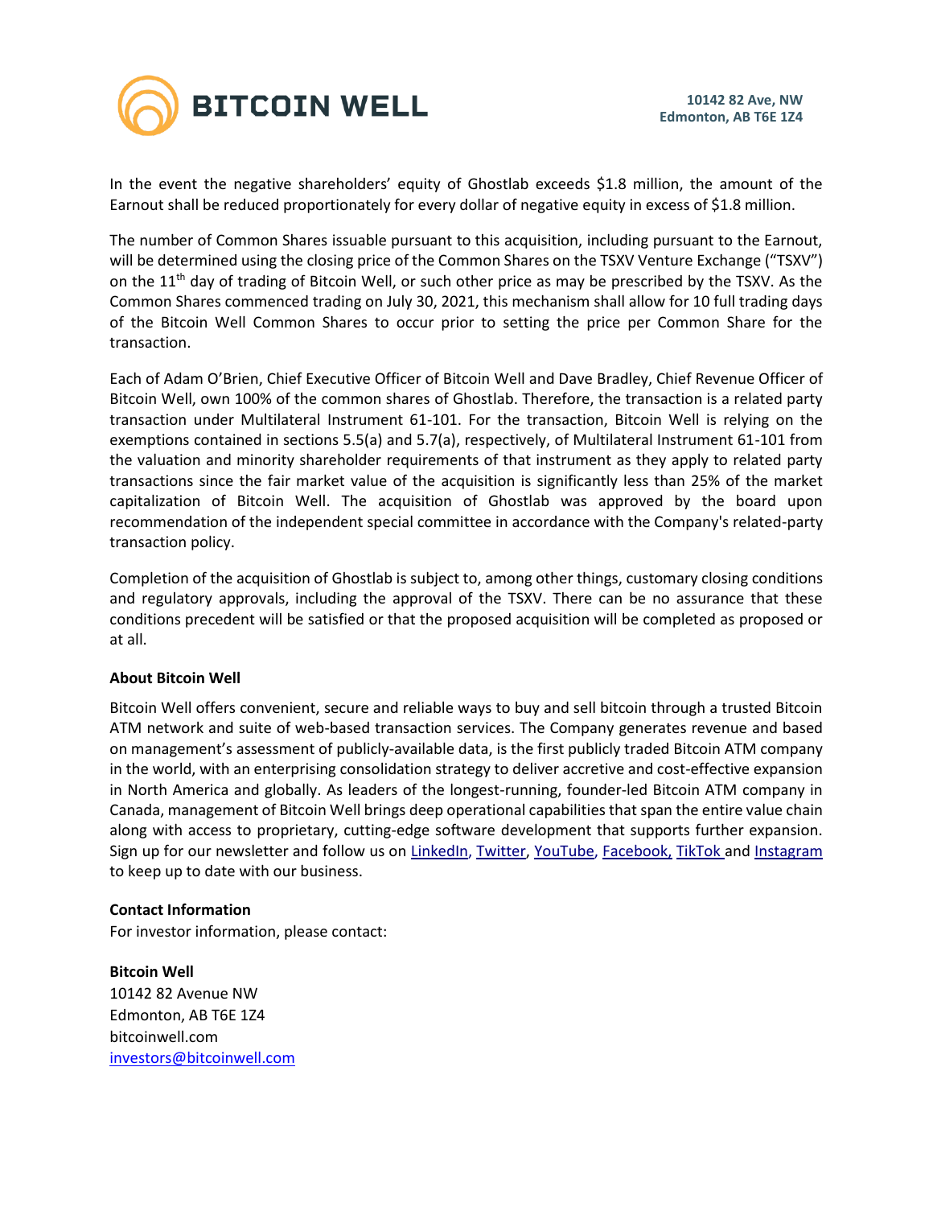In the event the negative shareholders' equity of Ghostlab exceeds \$1.8 million, the amount of the Earnout shall be reduced proportionately for every dollar of negative equity in excess of \$1.8 million.

The number of Common Shares issuable pursuant to this acquisition, including pursuant to the Earnout, will be determined using the closing price of the Common Shares on the TSXV Venture Exchange ("TSXV") on the 11th day of trading of Bitcoin Well, or such other price as may be prescribed by the TSXV. As the Common Shares commenced trading on July 30, 2021, this mechanism shall allow for 10 full trading days of the Bitcoin Well Common Shares to occur prior to setting the price per Common Share for the transaction.

Each of Adam O'Brien, Chief Executive Officer of Bitcoin Well and Dave Bradley, Chief Revenue Officer of Bitcoin Well, own 100% of the common shares of Ghostlab. Therefore, the transaction is a related party transaction under Multilateral Instrument 61-101. For the transaction, Bitcoin Well is relying on the exemptions contained in sections 5.5(a) and 5.7(a), respectively, of Multilateral Instrument 61-101 from the valuation and minority shareholder requirements of that instrument as they apply to related party transactions since the fair market value of the acquisition is significantly less than 25% of the market capitalization of Bitcoin Well. The acquisition of Ghostlab was approved by the board upon recommendation of the independent special committee in accordance with the Company's related-party transaction policy.

Completion of the acquisition of Ghostlab is subject to, among other things, customary closing conditions and regulatory approvals, including the approval of the TSXV. There can be no assurance that these conditions precedent will be satisfied or that the proposed acquisition will be completed as proposed or at all.

**About Bitcoin Well**

Bitcoin Well offers convenient, secure and reliable ways to buy and sell bitcoin through a trusted Bitcoin ATM network and suite of web-based transaction services. The Company generates revenue and based on management's assessment of publicly-available data, is the first publicly traded Bitcoin ATM company in the world, with an enterprising consolidation strategy to deliver accretive and cost-effective expansion in North America and globally. As leaders of the longest-running, founder-led Bitcoin ATM company in Canada, management of Bitcoin Well brings deep operational capabilities that span the entire value chain along with access to proprietary, cutting-edge software development that supports further expansion. Sign up for our newsletter and follow us on LinkedIn, Twitter, YouTube, Facebook, TikTok and Instagram to keep up to date with our business.

**Contact Information**

For investor information, please contact:

**Bitcoin Well**
10142 82 Avenue NW
Edmonton, AB T6E 1Z4
bitcoinwell.com
investors@bitcoinwell.com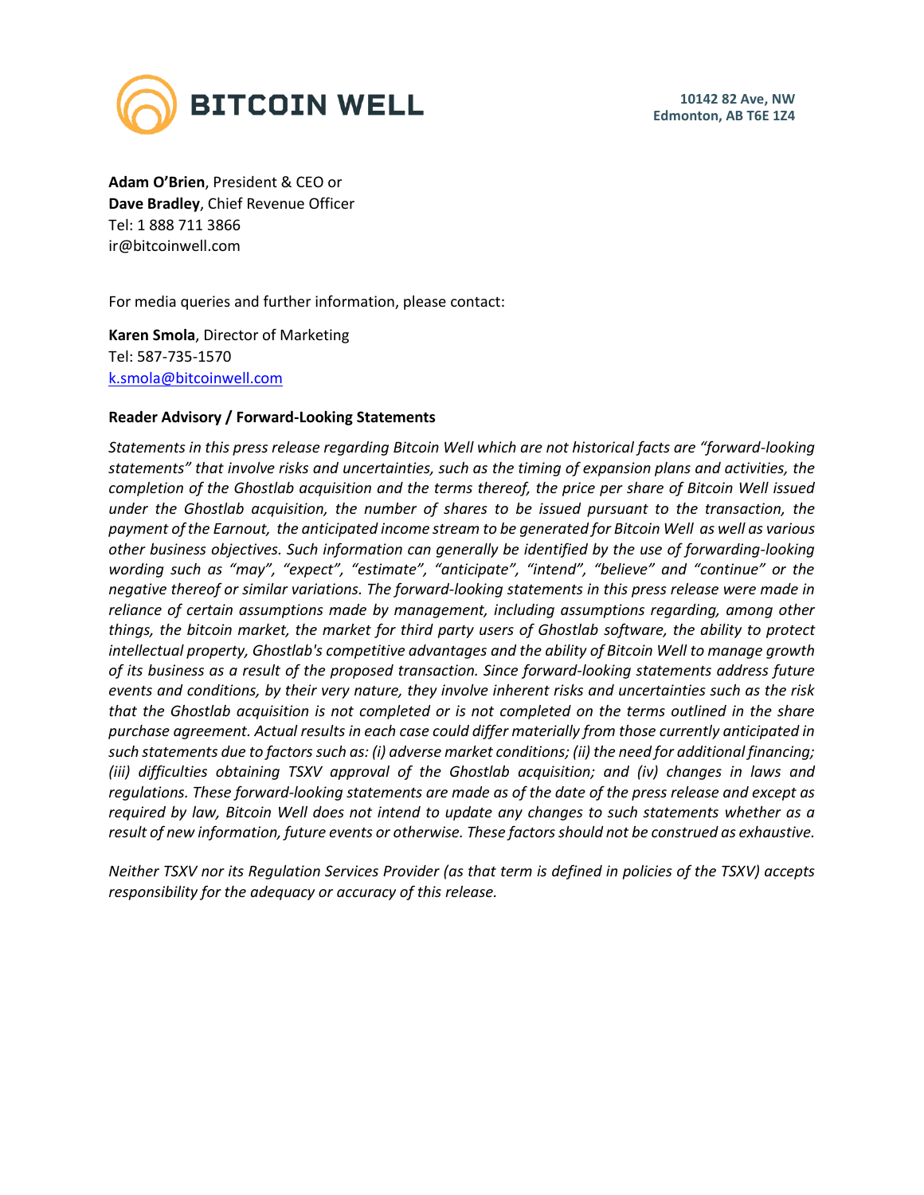**BITCOIN WELL**

10142 82 Ave, NW
Edmonton, AB T6E 1Z4

**Adam O'Brien**, President & CEO or
**Dave Bradley**, Chief Revenue Officer
Tel: 1 888 711 3866
ir@bitcoinwell.com

For media queries and further information, please contact:

**Karen Smola**, Director of Marketing
Tel: 587-735-1570
k.smola@bitcoinwell.com

**Reader Advisory / Forward-Looking Statements**

*Statements in this press release regarding Bitcoin Well which are not historical facts are "forward-looking statements" that involve risks and uncertainties, such as the timing of expansion plans and activities, the completion of the Ghostlab acquisition and the terms thereof, the price per share of Bitcoin Well issued under the Ghostlab acquisition, the number of shares to be issued pursuant to the transaction, the payment of the Earnout, the anticipated income stream to be generated for Bitcoin Well as well as various other business objectives. Such information can generally be identified by the use of forwarding-looking wording such as "may", "expect", "estimate", "anticipate", "intend", "believe" and "continue" or the negative thereof or similar variations. The forward-looking statements in this press release were made in reliance of certain assumptions made by management, including assumptions regarding, among other things, the bitcoin market, the market for third party users of Ghostlab software, the ability to protect intellectual property, Ghostlab's competitive advantages and the ability of Bitcoin Well to manage growth of its business as a result of the proposed transaction. Since forward-looking statements address future events and conditions, by their very nature, they involve inherent risks and uncertainties such as the risk that the Ghostlab acquisition is not completed or is not completed on the terms outlined in the share purchase agreement. Actual results in each case could differ materially from those currently anticipated in such statements due to factors such as: (i) adverse market conditions; (ii) the need for additional financing; (iii) difficulties obtaining TSXV approval of the Ghostlab acquisition; and (iv) changes in laws and regulations. These forward-looking statements are made as of the date of the press release and except as required by law, Bitcoin Well does not intend to update any changes to such statements whether as a result of new information, future events or otherwise. These factors should not be construed as exhaustive.*

*Neither TSXV nor its Regulation Services Provider (as that term is defined in policies of the TSXV) accepts responsibility for the adequacy or accuracy of this release.*